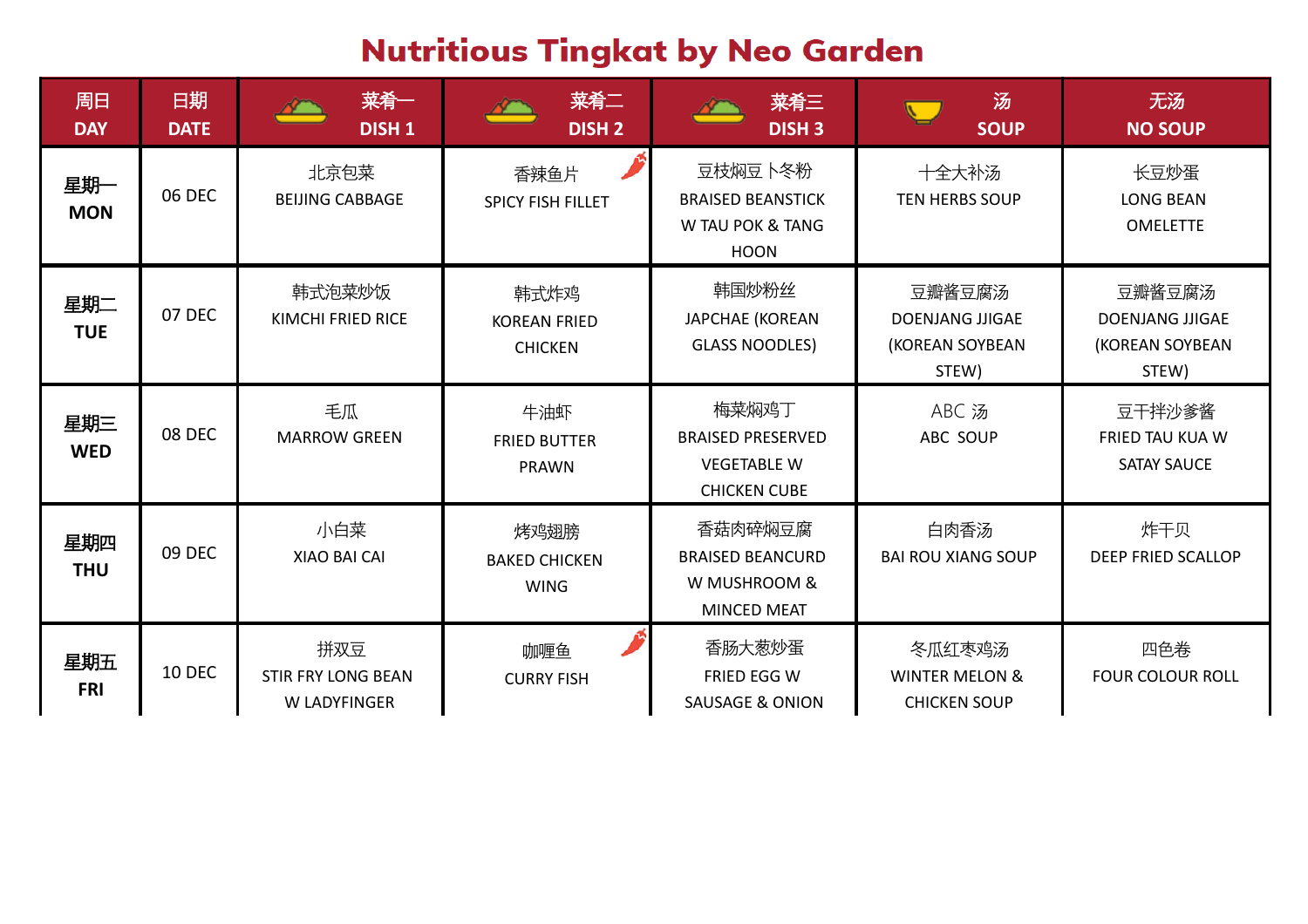# Nutritious Tingkat by Neo Garden

| 周日 DAY | 日期 DATE | 菜肴一 DISH 1 | 菜肴二 DISH 2 | 菜肴三 DISH 3 | 汤 SOUP | 无汤 NO SOUP |
|---|---|---|---|---|---|---|
| 星期一 MON | 06 DEC | 北京包菜 BEIJING CABBAGE | 香辣鱼片 SPICY FISH FILLET | 豆枝焖豆卜冬粉 BRAISED BEANSTICK W TAU POK & TANG HOON | 十全大补汤 TEN HERBS SOUP | 长豆炒蛋 LONG BEAN OMELETTE |
| 星期二 TUE | 07 DEC | 韩式泡菜炒饭 KIMCHI FRIED RICE | 韩式炸鸡 KOREAN FRIED CHICKEN | 韩国炒粉丝 JAPCHAE (KOREAN GLASS NOODLES) | 豆瓣酱豆腐汤 DOENJANG JJIGAE (KOREAN SOYBEAN STEW) | 豆瓣酱豆腐汤 DOENJANG JJIGAE (KOREAN SOYBEAN STEW) |
| 星期三 WED | 08 DEC | 毛瓜 MARROW GREEN | 牛油虾 FRIED BUTTER PRAWN | 梅菜焖鸡丁 BRAISED PRESERVED VEGETABLE W CHICKEN CUBE | ABC 汤 ABC SOUP | 豆干拌沙爹酱 FRIED TAU KUA W SATAY SAUCE |
| 星期四 THU | 09 DEC | 小白菜 XIAO BAI CAI | 烤鸡翅膀 BAKED CHICKEN WING | 香菇肉碎焖豆腐 BRAISED BEANCURD W MUSHROOM & MINCED MEAT | 白肉香汤 BAI ROU XIANG SOUP | 炸干贝 DEEP FRIED SCALLOP |
| 星期五 FRI | 10 DEC | 拼双豆 STIR FRY LONG BEAN W LADYFINGER | 咖喱鱼 CURRY FISH | 香肠大葱炒蛋 FRIED EGG W SAUSAGE & ONION | 冬瓜红枣鸡汤 WINTER MELON & CHICKEN SOUP | 四色卷 FOUR COLOUR ROLL |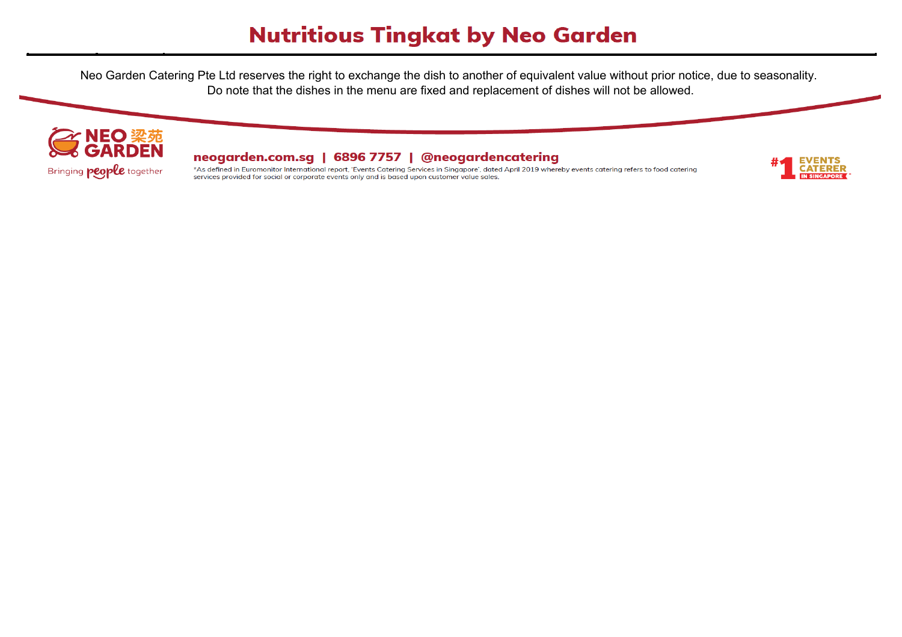# Nutritious Tingkat by Neo Garden

Neo Garden Catering Pte Ltd reserves the right to exchange the dish to another of equivalent value without prior notice, due to seasonality.
Do note that the dishes in the menu are fixed and replacement of dishes will not be allowed.

NEO 梁苑 GARDEN

Bringing people together

**neogarden.com.sg | 6896 7757 | @neogardencatering**

*As defined in Euromonitor International report, 'Events Catering Services in Singapore', dated April 2019 whereby events catering refers to food catering services provided for social or corporate events only and is based upon customer value sales.

#1 EVENTS CATERER IN SINGAPORE*